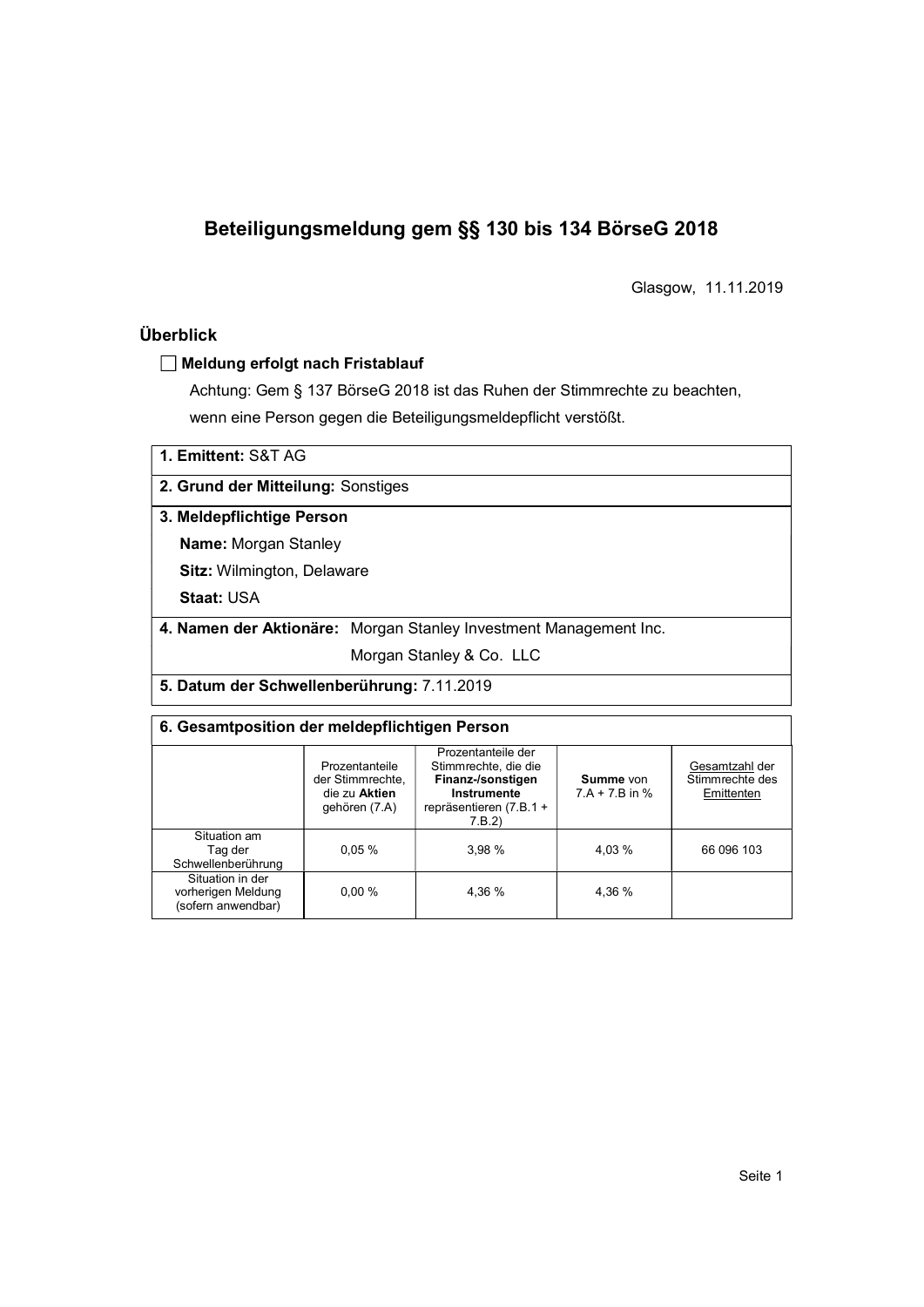# Beteiligungsmeldung gem §§ 130 bis 134 BörseG 2018

Glasgow, 11.11.2019

## Überblick

☐ **Meldung erfolgt nach Fristablauf**

Achtung: Gem § 137 BörseG 2018 ist das Ruhen der Stimmrechte zu beachten, wenn eine Person gegen die Beteiligungsmeldepflicht verstößt.

**1. Emittent:** S&T AG

**2. Grund der Mitteilung:** Sonstiges

**3. Meldepflichtige Person**

**Name:** Morgan Stanley

**Sitz:** Wilmington, Delaware

**Staat:** USA

**4. Namen der Aktionäre:** Morgan Stanley Investment Management Inc.
Morgan Stanley & Co. LLC

**5. Datum der Schwellenberührung:** 7.11.2019

**6. Gesamtposition der meldepflichtigen Person**

| | Prozentanteile der Stimmrechte, die zu **Aktien** gehören (7.A) | Prozentanteile der Stimmrechte, die die **Finanz-/sonstigen Instrumente** repräsentieren (7.B.1 + 7.B.2) | **Summe** von 7.A + 7.B in % | Gesamtzahl der Stimmrechte des Emittenten |
|---|---|---|---|---|
| Situation am Tag der Schwellenberührung | 0,05 % | 3,98 % | 4,03 % | 66 096 103 |
| Situation in der vorherigen Meldung (sofern anwendbar) | 0,00 % | 4,36 % | 4,36 % | |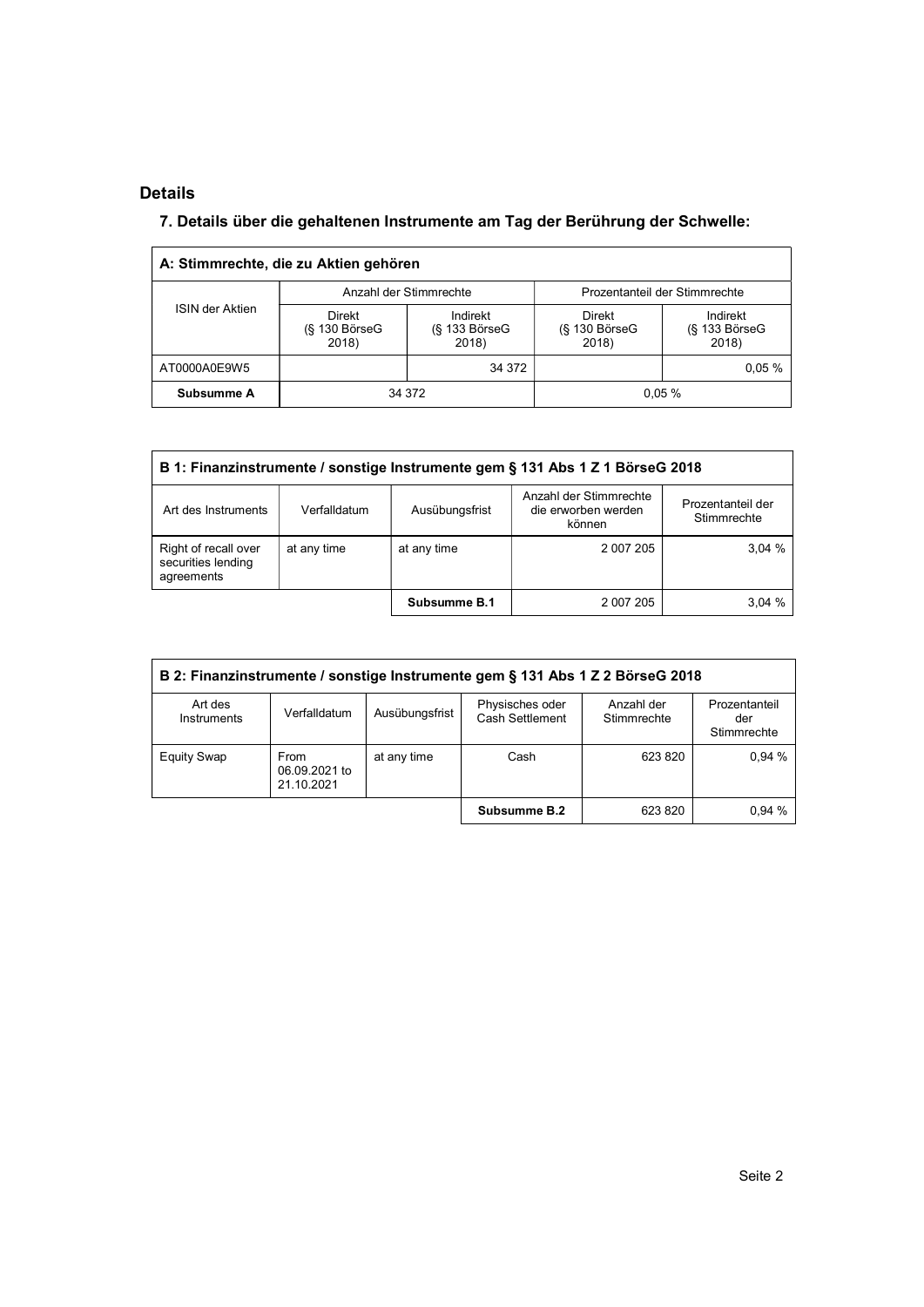## Details

### 7. Details über die gehaltenen Instrumente am Tag der Berührung der Schwelle:

| A: Stimmrechte, die zu Aktien gehören | | | | |
|---|---|---|---|---|
| ISIN der Aktien | Anzahl der Stimmrechte | | Prozentanteil der Stimmrechte | |
| | Direkt (§ 130 BörseG 2018) | Indirekt (§ 133 BörseG 2018) | Direkt (§ 130 BörseG 2018) | Indirekt (§ 133 BörseG 2018) |
| AT0000A0E9W5 | | 34 372 | | 0,05 % |
| **Subsumme A** | 34 372 | | 0,05 % | |

| B 1: Finanzinstrumente / sonstige Instrumente gem § 131 Abs 1 Z 1 BörseG 2018 | | | | |
|---|---|---|---|---|
| Art des Instruments | Verfalldatum | Ausübungsfrist | Anzahl der Stimmrechte die erworben werden können | Prozentanteil der Stimmrechte |
| Right of recall over securities lending agreements | at any time | at any time | 2 007 205 | 3,04 % |
| | | **Subsumme B.1** | 2 007 205 | 3,04 % |

| B 2: Finanzinstrumente / sonstige Instrumente gem § 131 Abs 1 Z 2 BörseG 2018 | | | | | |
|---|---|---|---|---|---|
| Art des Instruments | Verfalldatum | Ausübungsfrist | Physisches oder Cash Settlement | Anzahl der Stimmrechte | Prozentanteil der Stimmrechte |
| Equity Swap | From 06.09.2021 to 21.10.2021 | at any time | Cash | 623 820 | 0,94 % |
| | | | **Subsumme B.2** | 623 820 | 0,94 % |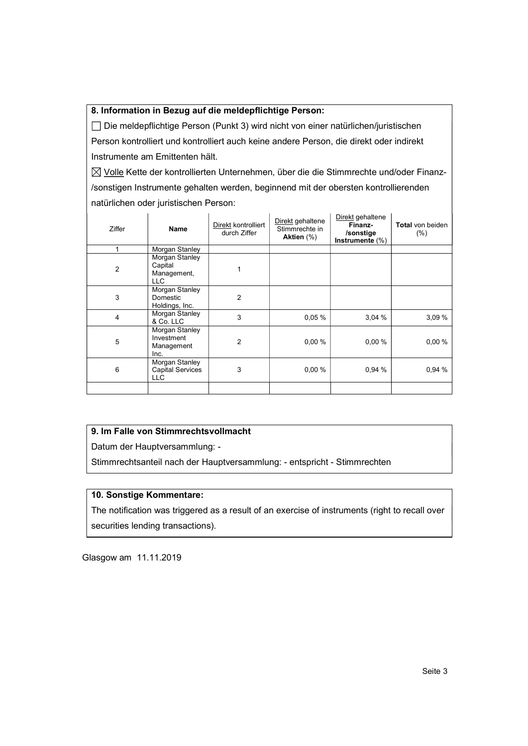## 8. Information in Bezug auf die meldepflichtige Person:

☐ Die meldepflichtige Person (Punkt 3) wird nicht von einer natürlichen/juristischen Person kontrolliert und kontrolliert auch keine andere Person, die direkt oder indirekt Instrumente am Emittenten hält.

☒ Volle Kette der kontrollierten Unternehmen, über die die Stimmrechte und/oder Finanz-/sonstigen Instrumente gehalten werden, beginnend mit der obersten kontrollierenden natürlichen oder juristischen Person:

| Ziffer | Name | Direkt kontrolliert durch Ziffer | Direkt gehaltene Stimmrechte in **Aktien** (%) | Direkt gehaltene **Finanz-/sonstige Instrumente** (%) | **Total** von beiden (%) |
|---|---|---|---|---|---|
| 1 | Morgan Stanley | | | | |
| 2 | Morgan Stanley Capital Management, LLC | 1 | | | |
| 3 | Morgan Stanley Domestic Holdings, Inc. | 2 | | | |
| 4 | Morgan Stanley & Co. LLC | 3 | 0,05 % | 3,04 % | 3,09 % |
| 5 | Morgan Stanley Investment Management Inc. | 2 | 0,00 % | 0,00 % | 0,00 % |
| 6 | Morgan Stanley Capital Services LLC | 3 | 0,00 % | 0,94 % | 0,94 % |
| | | | | | |

## 9. Im Falle von Stimmrechtsvollmacht

Datum der Hauptversammlung: -

Stimmrechtsanteil nach der Hauptversammlung: - entspricht - Stimmrechten

## 10. Sonstige Kommentare:

The notification was triggered as a result of an exercise of instruments (right to recall over securities lending transactions).

Glasgow am 11.11.2019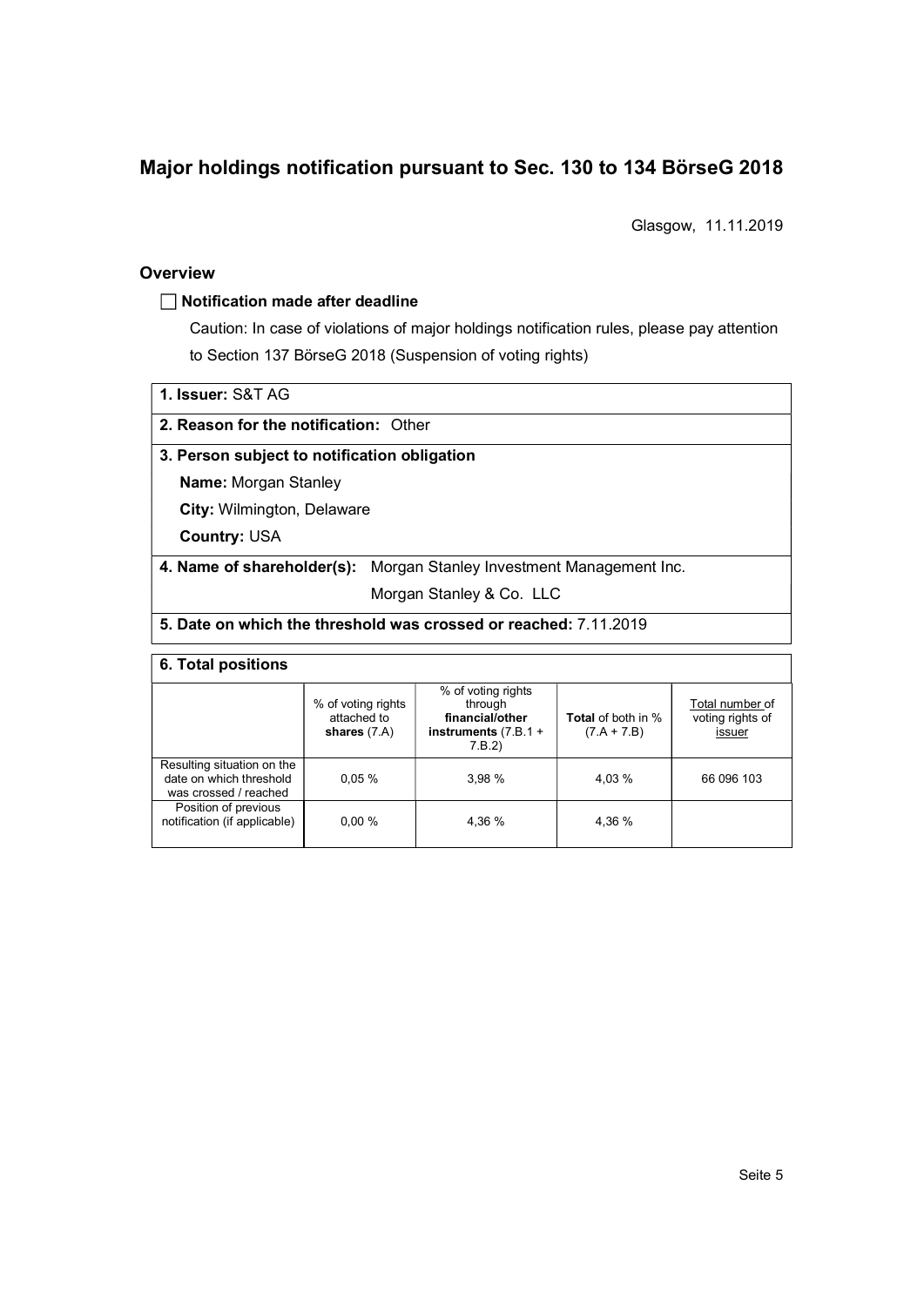# Major holdings notification pursuant to Sec. 130 to 134 BörseG 2018

Glasgow, 11.11.2019

## Overview

☐ **Notification made after deadline**

Caution: In case of violations of major holdings notification rules, please pay attention to Section 137 BörseG 2018 (Suspension of voting rights)

**1. Issuer:** S&T AG

**2. Reason for the notification:** Other

**3. Person subject to notification obligation**

**Name:** Morgan Stanley

**City:** Wilmington, Delaware

**Country:** USA

**4. Name of shareholder(s):** Morgan Stanley Investment Management Inc.
Morgan Stanley & Co. LLC

**5. Date on which the threshold was crossed or reached:** 7.11.2019

**6. Total positions**

| | % of voting rights attached to **shares** (7.A) | % of voting rights through **financial/other instruments** (7.B.1 + 7.B.2) | **Total** of both in % (7.A + 7.B) | Total number of voting rights of issuer |
|---|---|---|---|---|
| Resulting situation on the date on which threshold was crossed / reached | 0,05 % | 3,98 % | 4,03 % | 66 096 103 |
| Position of previous notification (if applicable) | 0,00 % | 4,36 % | 4,36 % | |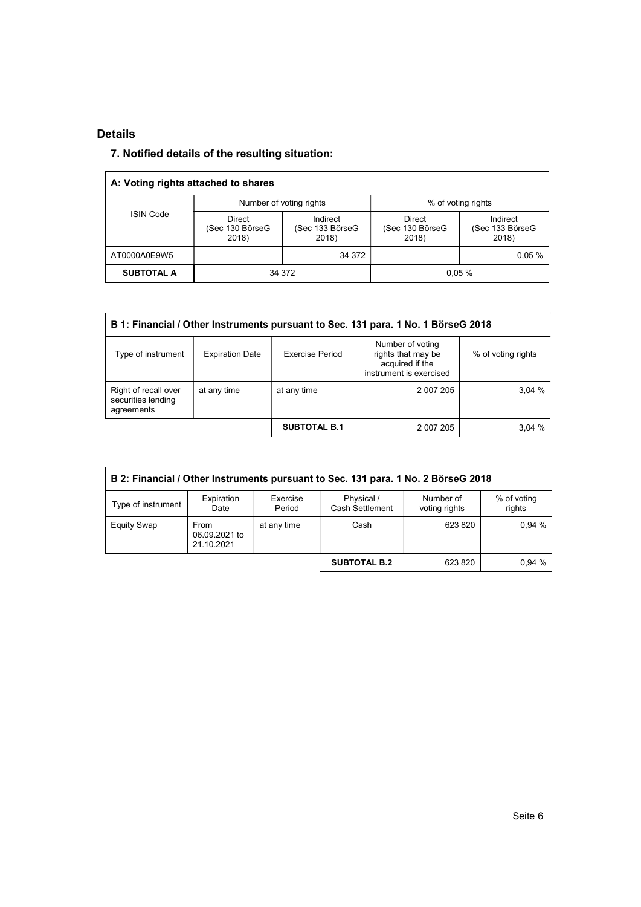## Details

### 7. Notified details of the resulting situation:

| A: Voting rights attached to shares | | | | |
|---|---|---|---|---|
| ISIN Code | Number of voting rights | | % of voting rights | |
| | Direct (Sec 130 BörseG 2018) | Indirect (Sec 133 BörseG 2018) | Direct (Sec 130 BörseG 2018) | Indirect (Sec 133 BörseG 2018) |
| AT0000A0E9W5 | | 34 372 | | 0,05 % |
| **SUBTOTAL A** | 34 372 | | 0,05 % | |

| B 1: Financial / Other Instruments pursuant to Sec. 131 para. 1 No. 1 BörseG 2018 | | | | |
|---|---|---|---|---|
| Type of instrument | Expiration Date | Exercise Period | Number of voting rights that may be acquired if the instrument is exercised | % of voting rights |
| Right of recall over securities lending agreements | at any time | at any time | 2 007 205 | 3,04 % |
| | | **SUBTOTAL B.1** | 2 007 205 | 3,04 % |

| B 2: Financial / Other Instruments pursuant to Sec. 131 para. 1 No. 2 BörseG 2018 | | | | | |
|---|---|---|---|---|---|
| Type of instrument | Expiration Date | Exercise Period | Physical / Cash Settlement | Number of voting rights | % of voting rights |
| Equity Swap | From 06.09.2021 to 21.10.2021 | at any time | Cash | 623 820 | 0,94 % |
| | | | **SUBTOTAL B.2** | 623 820 | 0,94 % |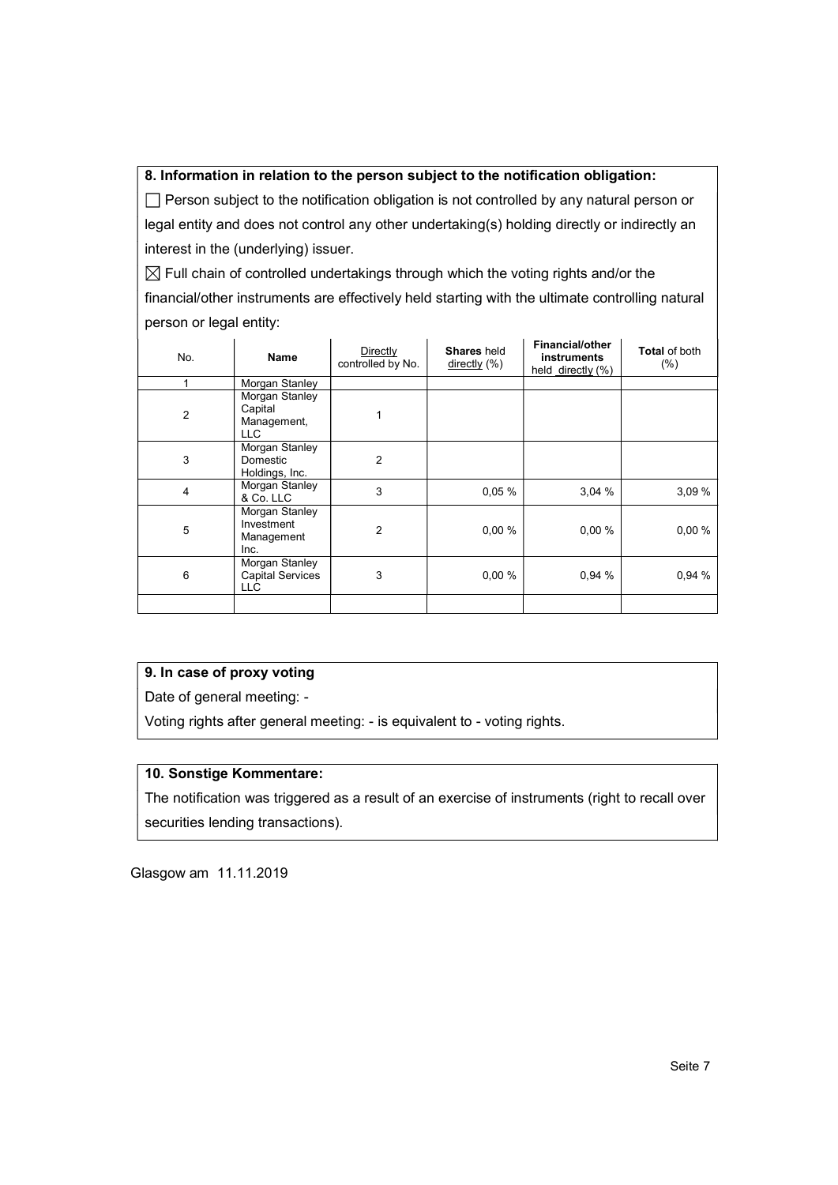## 8. Information in relation to the person subject to the notification obligation:

☐ Person subject to the notification obligation is not controlled by any natural person or legal entity and does not control any other undertaking(s) holding directly or indirectly an interest in the (underlying) issuer.

☒ Full chain of controlled undertakings through which the voting rights and/or the financial/other instruments are effectively held starting with the ultimate controlling natural person or legal entity:

| No. | Name | Directly controlled by No. | **Shares** held directly (%) | **Financial/other instruments** held directly (%) | **Total** of both (%) |
|---|---|---|---|---|---|
| 1 | Morgan Stanley | | | | |
| 2 | Morgan Stanley Capital Management, LLC | 1 | | | |
| 3 | Morgan Stanley Domestic Holdings, Inc. | 2 | | | |
| 4 | Morgan Stanley & Co. LLC | 3 | 0,05 % | 3,04 % | 3,09 % |
| 5 | Morgan Stanley Investment Management Inc. | 2 | 0,00 % | 0,00 % | 0,00 % |
| 6 | Morgan Stanley Capital Services LLC | 3 | 0,00 % | 0,94 % | 0,94 % |
| | | | | | |

## 9. In case of proxy voting

Date of general meeting: -

Voting rights after general meeting: - is equivalent to - voting rights.

## 10. Sonstige Kommentare:

The notification was triggered as a result of an exercise of instruments (right to recall over securities lending transactions).

Glasgow am 11.11.2019